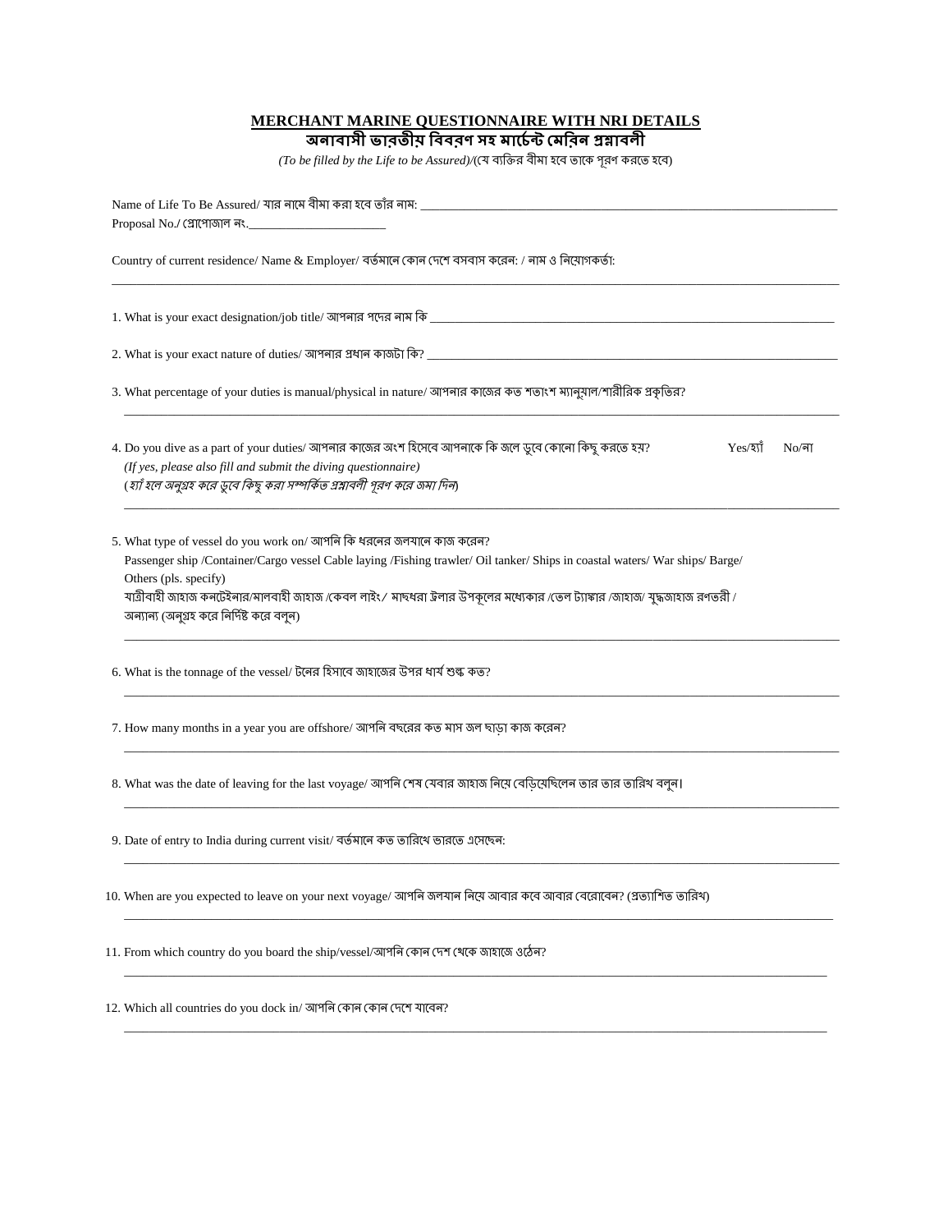# MERCHANT MARINE QUESTIONNAIRE WITH NRI DETAILS

## অনাবাসী ভারতীয় বিবরণ সহ মার্চেন্ট মেরিন প্রশ্নাবলী

*(To be filled by the Life to be Assured)*/(যে ব্যক্তির বীমা হবে তাকে পূরণ করতে হবে)

Name of Life To Be Assured/ যার নামে বীমা করা হবে তাঁর নাম: ____________________________________________

Proposal No./ প্রোপোজাল নং.______________________

Country of current residence/ Name & Employer/ বর্তমানে কোন দেশে বসবাস করেন: / নাম ও নিয়োগকর্তা:

____________________________________________________________________________

1. What is your exact designation/job title/ আপনার পদের নাম কি ____________________________________________

2. What is your exact nature of duties/ আপনার প্রধান কাজটা কি? ____________________________________________

3. What percentage of your duties is manual/physical in nature/ আপনার কাজের কত শতাংশ ম্যানুয়াল/শারীরিক প্রকৃতির?

____________________________________________________________________________

4. Do you dive as a part of your duties/ আপনার কাজের অংশ হিসেবে আপনাকে কি জলে ডুবে কোনো কিছু করতে হয়? Yes/হ্যাঁ No/না

*(If yes, please also fill and submit the diving questionnaire)*
*(হ্যাঁ হলে অনুগ্রহ করে ডুবে কিছু করা সম্পর্কিত প্রশ্নাবলী পূরণ করে জমা দিন)*

____________________________________________________________________________

5. What type of vessel do you work on/ আপনি কি ধরনের জলযানে কাজ করেন?
Passenger ship /Container/Cargo vessel Cable laying /Fishing trawler/ Oil tanker/ Ships in coastal waters/ War ships/ Barge/ Others (pls. specify)
যাত্রীবাহী জাহাজ কনটেইনার/মালবাহী জাহাজ /কেবল লাইং / মাছধরা ট্রলার উপকূলের মধ্যেকার /তেল ট্যাঙ্কার /জাহাজ/ যুদ্ধজাহাজ রণতরী / অন্যান্য (অনুগ্রহ করে নির্দিষ্ট করে বলুন)

____________________________________________________________________________

6. What is the tonnage of the vessel/ টনের হিসাবে জাহাজের উপর ধার্য শুল্ক কত?

____________________________________________________________________________

7. How many months in a year you are offshore/ আপনি বছরের কত মাস জল ছাড়া কাজ করেন?

____________________________________________________________________________

8. What was the date of leaving for the last voyage/ আপনি শেষ যেবার জাহাজ নিয়ে বেড়িয়েছিলেন তার তার তারিখ বলুন।

____________________________________________________________________________

9. Date of entry to India during current visit/ বর্তমানে কত তারিখে ভারতে এসেছেন:

____________________________________________________________________________

10. When are you expected to leave on your next voyage/ আপনি জলযান নিয়ে আবার কবে আবার বেরোবেন? (প্রত্যাশিত তারিখ)

____________________________________________________________________________

11. From which country do you board the ship/vessel/আপনি কোন দেশ থেকে জাহাজে ওঠেন?

____________________________________________________________________________

12. Which all countries do you dock in/ আপনি কোন কোন দেশে যাবেন?

____________________________________________________________________________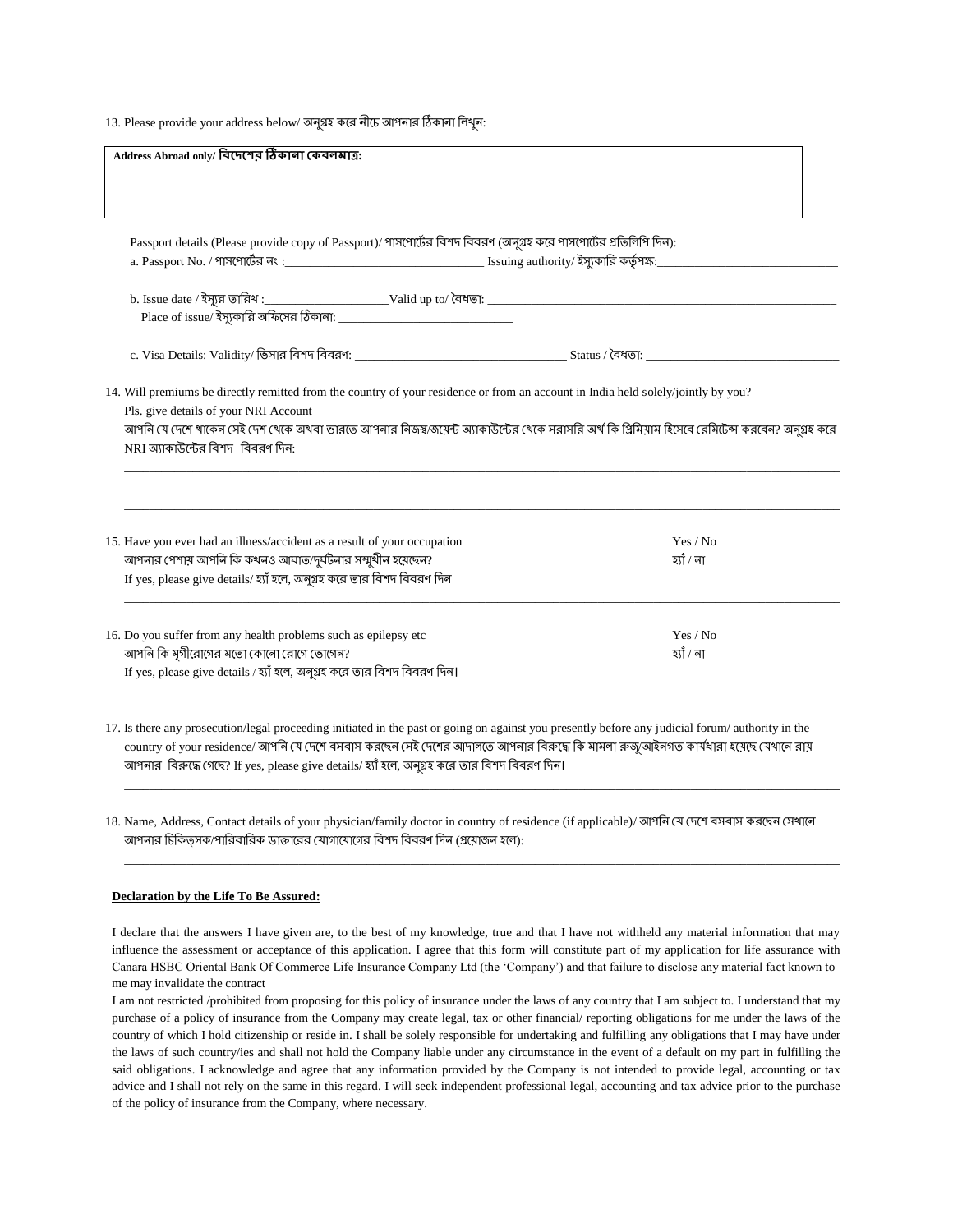13. Please provide your address below/ অনুগ্রহ করে নীচে আপনার ঠিকানা লিখুন:

| **Address Abroad only/ বিদেশের ঠিকানা কেবলমাত্র:** |
|---|
| |

Passport details (Please provide copy of Passport)/ পাসপোর্টের বিশদ বিবরণ (অনুগ্রহ করে পাসপোর্টের প্রতিলিপি দিন):

a. Passport No. / পাসপোর্টের নং :________________________________ Issuing authority/ ইস্যুকারি কর্তৃপক্ষ:____________________________

b. Issue date / ইস্যুর তারিখ :____________________Valid up to/ বৈধতা: ________________________________________________________

Place of issue/ ইস্যুকারি অফিসের ঠিকানা: ____________________________

c. Visa Details: Validity/ ভিসার বিশদ বিবরণ: __________________________________ Status / বৈধতা: ______________________________

14. Will premiums be directly remitted from the country of your residence or from an account in India held solely/jointly by you?
Pls. give details of your NRI Account
আপনি যে দেশে থাকেন সেই দেশ থেকে অথবা ভারতে আপনার নিজস্ব/জয়েন্ট অ্যাকাউন্টের থেকে সরাসরি অর্থ কি প্রিমিয়াম হিসেবে রেমিটেন্স করবেন? অনুগ্রহ করে NRI অ্যাকাউন্টের বিশদ বিবরণ দিন:

_______________________________________________________________________________________________________

_______________________________________________________________________________________________________

15. Have you ever had an illness/accident as a result of your occupation — Yes / No
আপনার পেশায় আপনি কি কখনও আঘাত/দুর্ঘটনার সম্মুখীন হয়েছেন? — হ্যাঁ / না
If yes, please give details/ হ্যাঁ হলে, অনুগ্রহ করে তার বিশদ বিবরণ দিন

_______________________________________________________________________________________________________

16. Do you suffer from any health problems such as epilepsy etc — Yes / No
আপনি কি মৃগীরোগের মতো কোনো রোগে ভোগেন? — হ্যাঁ / না
If yes, please give details / হ্যাঁ হলে, অনুগ্রহ করে তার বিশদ বিবরণ দিন।

_______________________________________________________________________________________________________

17. Is there any prosecution/legal proceeding initiated in the past or going on against you presently before any judicial forum/ authority in the country of your residence/ আপনি যে দেশে বসবাস করছেন সেই দেশের আদালতে আপনার বিরুদ্ধে কি মামলা রুজু/আইনগত কার্যধারা হয়েছে যেখানে রায় আপনার বিরুদ্ধে গেছে? If yes, please give details/ হ্যাঁ হলে, অনুগ্রহ করে তার বিশদ বিবরণ দিন।

_______________________________________________________________________________________________________

18. Name, Address, Contact details of your physician/family doctor in country of residence (if applicable)/ আপনি যে দেশে বসবাস করছেন সেখানে আপনার চিকিত্সক/পারিবারিক ডাক্তারের যোগাযোগের বিশদ বিবরণ দিন (প্রয়োজন হলে):

_______________________________________________________________________________________________________

**Declaration by the Life To Be Assured:**

I declare that the answers I have given are, to the best of my knowledge, true and that I have not withheld any material information that may influence the assessment or acceptance of this application. I agree that this form will constitute part of my application for life assurance with Canara HSBC Oriental Bank Of Commerce Life Insurance Company Ltd (the 'Company') and that failure to disclose any material fact known to me may invalidate the contract

I am not restricted /prohibited from proposing for this policy of insurance under the laws of any country that I am subject to. I understand that my purchase of a policy of insurance from the Company may create legal, tax or other financial/ reporting obligations for me under the laws of the country of which I hold citizenship or reside in. I shall be solely responsible for undertaking and fulfilling any obligations that I may have under the laws of such country/ies and shall not hold the Company liable under any circumstance in the event of a default on my part in fulfilling the said obligations. I acknowledge and agree that any information provided by the Company is not intended to provide legal, accounting or tax advice and I shall not rely on the same in this regard. I will seek independent professional legal, accounting and tax advice prior to the purchase of the policy of insurance from the Company, where necessary.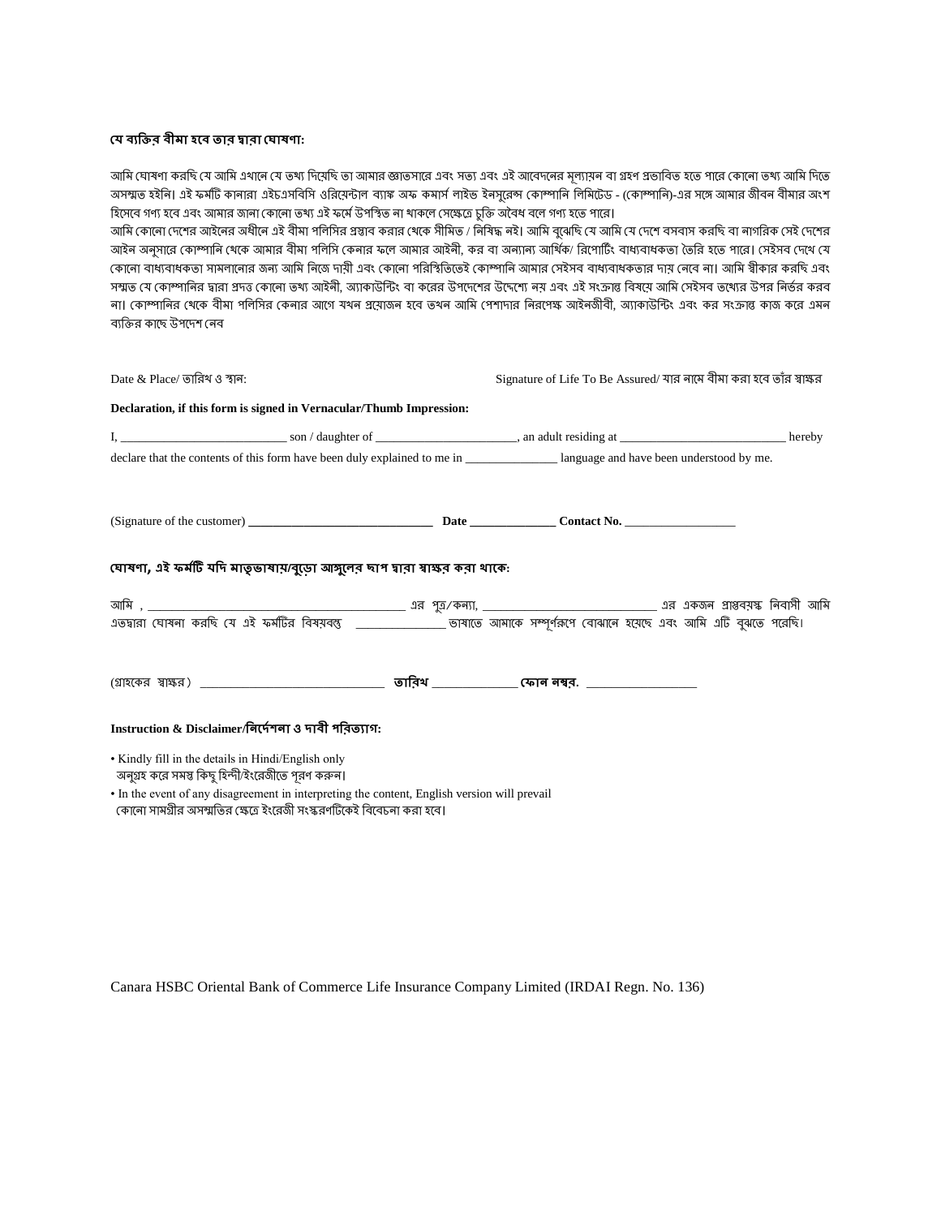**যে ব্যক্তির বীমা হবে তার দ্বারা ঘোষণা:**

আমি ঘোষণা করছি যে আমি এখানে যে তথ্য দিয়েছি তা আমার জ্ঞাতসারে এবং সত্য এবং এই আবেদনের মূল্যায়ন বা গ্রহণ প্রভাবিত হতে পারে কোনো তথ্য আমি দিতে অসম্মত হইনি। এই ফর্মটি কানারা এইচএসবিসি ওরিয়েন্টাল ব্যাঙ্ক অফ কমার্স লাইভ ইনসুরেন্স কোম্পানি লিমিটেড - (কোম্পানি)-এর সঙ্গে আমার জীবন বীমার অংশ হিসেবে গণ্য হবে এবং আমার জানা কোনো তথ্য এই ফর্মে উপস্থিত না থাকলে সেক্ষেত্রে চুক্তি অবৈধ বলে গণ্য হতে পারে।
আমি কোনো দেশের আইনের অধীনে এই বীমা পলিসির প্রস্তাব করার থেকে সীমিত / নিষিদ্ধ নই। আমি বুঝেছি যে আমি যে দেশে বসবাস করছি বা নাগরিক সেই দেশের আইন অনুসারে কোম্পানি থেকে আমার বীমা পলিসি কেনার ফলে আমার আইনী, কর বা অন্যান্য আর্থিক/ রিপোর্টিং বাধ্যবাধকতা তৈরি হতে পারে। সেইসব দেখে যে কোনো বাধ্যবাধকতা সামলানোর জন্য আমি নিজে দায়ী এবং কোনো পরিস্থিতিতেই কোম্পানি আমার সেইসব বাধ্যবাধকতার দায় নেবে না। আমি স্বীকার করছি এবং সম্মত যে কোম্পানির দ্বারা প্রদত্ত কোনো তথ্য আইনী, অ্যাকাউন্টিং বা করের উপদেশের উদ্দেশ্যে নয় এবং এই সংক্রান্ত বিষয়ে আমি সেইসব তথ্যের উপর নির্ভর করব না। কোম্পানির থেকে বীমা পলিসির কেনার আগে যখন প্রয়োজন হবে তখন আমি পেশাদার নিরপেক্ষ আইনজীবী, অ্যাকাউন্টিং এবং কর সংক্রান্ত কাজ করে এমন ব্যক্তির কাছে উপদেশ নেব

Date & Place/ তারিখ ও স্থান: Signature of Life To Be Assured/ যার নামে বীমা করা হবে তাঁর স্বাক্ষর

**Declaration, if this form is signed in Vernacular/Thumb Impression:**

I, ___________________________ son / daughter of ______________________, an adult residing at ___________________________ hereby declare that the contents of this form have been duly explained to me in _______________ language and have been understood by me.

(Signature of the customer) ______________________________ **Date** ______________ **Contact No.** __________________

**ঘোষণা, এই ফর্মটি যদি মাতৃভাষায়/বুড়ো আঙ্গুলের ছাপ দ্বারা স্বাক্ষর করা থাকে:**

আমি , ___________________________________________ এর পুত্র/কন্যা, ______________________________ এর একজন প্রাপ্তবয়স্ক নিবাসী আমি এতদ্বারা ঘোষনা করছি যে এই ফর্মটির বিষয়বস্তু _______________ ভাষাতে আমাকে সম্পূর্ণরূপে বোঝানো হয়েছে এবং আমি এটি বুঝতে পেরেছি।

(গ্রাহকের স্বাক্ষর) ______________________________ **তারিখ** ______________ **ফোন নম্বর.** __________________

**Instruction & Disclaimer/নির্দেশনা ও দাবী পরিত্যাগ:**

- Kindly fill in the details in Hindi/English only
  অনুগ্রহ করে সমস্ত কিছু হিন্দী/ইংরেজীতে পূরণ করুন।
- In the event of any disagreement in interpreting the content, English version will prevail
  কোনো সামগ্রীর অসম্মতির ক্ষেত্রে ইংরেজী সংস্করণটিকেই বিবেচনা করা হবে।

Canara HSBC Oriental Bank of Commerce Life Insurance Company Limited (IRDAI Regn. No. 136)